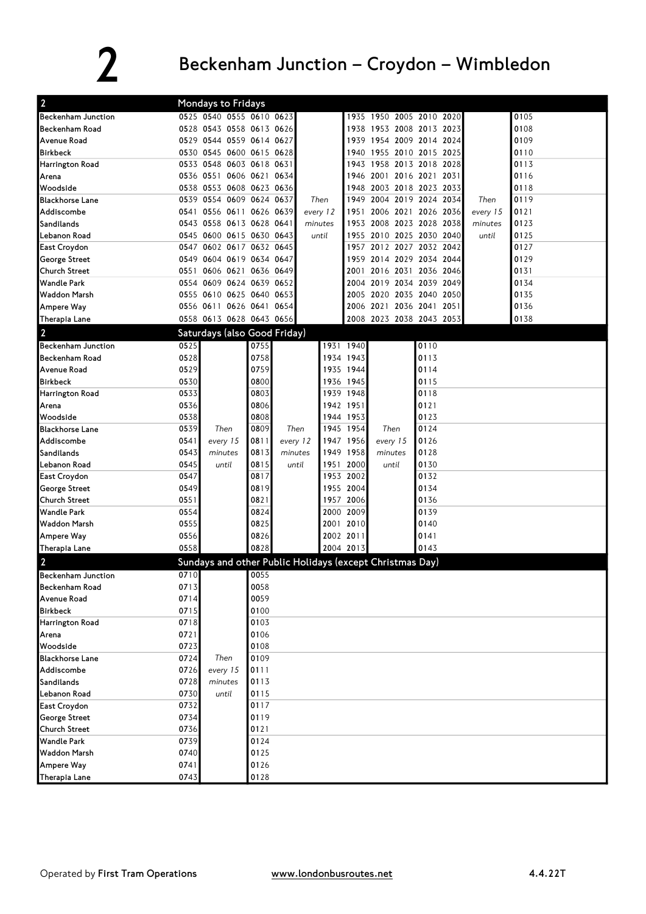# 2 Beckenham Junction – Croydon – Wimbledon

## Mondays to Fridays

| 2 | | | | | | | | | | | | | |
|---|---|---|---|---|---|---|---|---|---|---|---|---|---|
| Beckenham Junction | 0525 | 0540 | 0555 | 0610 | 0623 | | 1935 | 1950 | 2005 | 2010 | 2020 | | 0105 |
| Beckenham Road | 0528 | 0543 | 0558 | 0613 | 0626 | | 1938 | 1953 | 2008 | 2013 | 2023 | | 0108 |
| Avenue Road | 0529 | 0544 | 0559 | 0614 | 0627 | | 1939 | 1954 | 2009 | 2014 | 2024 | | 0109 |
| Birkbeck | 0530 | 0545 | 0600 | 0615 | 0628 | | 1940 | 1955 | 2010 | 2015 | 2025 | | 0110 |
| Harrington Road | 0533 | 0548 | 0603 | 0618 | 0631 | | 1943 | 1958 | 2013 | 2018 | 2028 | | 0113 |
| Arena | 0536 | 0551 | 0606 | 0621 | 0634 | | 1946 | 2001 | 2016 | 2021 | 2031 | | 0116 |
| Woodside | 0538 | 0553 | 0608 | 0623 | 0636 | | 1948 | 2003 | 2018 | 2023 | 2033 | | 0118 |
| Blackhorse Lane | 0539 | 0554 | 0609 | 0624 | 0637 | Then | 1949 | 2004 | 2019 | 2024 | 2034 | Then | 0119 |
| Addiscombe | 0541 | 0556 | 0611 | 0626 | 0639 | every 12 | 1951 | 2006 | 2021 | 2026 | 2036 | every 15 | 0121 |
| Sandilands | 0543 | 0558 | 0613 | 0628 | 0641 | minutes | 1953 | 2008 | 2023 | 2028 | 2038 | minutes | 0123 |
| Lebanon Road | 0545 | 0600 | 0615 | 0630 | 0643 | until | 1955 | 2010 | 2025 | 2030 | 2040 | until | 0125 |
| East Croydon | 0547 | 0602 | 0617 | 0632 | 0645 | | 1957 | 2012 | 2027 | 2032 | 2042 | | 0127 |
| George Street | 0549 | 0604 | 0619 | 0634 | 0647 | | 1959 | 2014 | 2029 | 2034 | 2044 | | 0129 |
| Church Street | 0551 | 0606 | 0621 | 0636 | 0649 | | 2001 | 2016 | 2031 | 2036 | 2046 | | 0131 |
| Wandle Park | 0554 | 0609 | 0624 | 0639 | 0652 | | 2004 | 2019 | 2034 | 2039 | 2049 | | 0134 |
| Waddon Marsh | 0555 | 0610 | 0625 | 0640 | 0653 | | 2005 | 2020 | 2035 | 2040 | 2050 | | 0135 |
| Ampere Way | 0556 | 0611 | 0626 | 0641 | 0654 | | 2006 | 2021 | 2036 | 2041 | 2051 | | 0136 |
| Therapia Lane | 0558 | 0613 | 0628 | 0643 | 0656 | | 2008 | 2023 | 2038 | 2043 | 2053 | | 0138 |

## Saturdays (also Good Friday)

| 2 | | | | | | | | | |
|---|---|---|---|---|---|---|---|---|---|
| Beckenham Junction | 0525 | | 0755 | | 1931 | 1940 | | 0110 |
| Beckenham Road | 0528 | | 0758 | | 1934 | 1943 | | 0113 |
| Avenue Road | 0529 | | 0759 | | 1935 | 1944 | | 0114 |
| Birkbeck | 0530 | | 0800 | | 1936 | 1945 | | 0115 |
| Harrington Road | 0533 | | 0803 | | 1939 | 1948 | | 0118 |
| Arena | 0536 | | 0806 | | 1942 | 1951 | | 0121 |
| Woodside | 0538 | | 0808 | | 1944 | 1953 | | 0123 |
| Blackhorse Lane | 0539 | Then | 0809 | Then | 1945 | 1954 | Then | 0124 |
| Addiscombe | 0541 | every 15 | 0811 | every 12 | 1947 | 1956 | every 15 | 0126 |
| Sandilands | 0543 | minutes | 0813 | minutes | 1949 | 1958 | minutes | 0128 |
| Lebanon Road | 0545 | until | 0815 | until | 1951 | 2000 | until | 0130 |
| East Croydon | 0547 | | 0817 | | 1953 | 2002 | | 0132 |
| George Street | 0549 | | 0819 | | 1955 | 2004 | | 0134 |
| Church Street | 0551 | | 0821 | | 1957 | 2006 | | 0136 |
| Wandle Park | 0554 | | 0824 | | 2000 | 2009 | | 0139 |
| Waddon Marsh | 0555 | | 0825 | | 2001 | 2010 | | 0140 |
| Ampere Way | 0556 | | 0826 | | 2002 | 2011 | | 0141 |
| Therapia Lane | 0558 | | 0828 | | 2004 | 2013 | | 0143 |

## Sundays and other Public Holidays (except Christmas Day)

| 2 | | | |
|---|---|---|---|
| Beckenham Junction | 0710 | | 0055 |
| Beckenham Road | 0713 | | 0058 |
| Avenue Road | 0714 | | 0059 |
| Birkbeck | 0715 | | 0100 |
| Harrington Road | 0718 | | 0103 |
| Arena | 0721 | | 0106 |
| Woodside | 0723 | | 0108 |
| Blackhorse Lane | 0724 | Then | 0109 |
| Addiscombe | 0726 | every 15 | 0111 |
| Sandilands | 0728 | minutes | 0113 |
| Lebanon Road | 0730 | until | 0115 |
| East Croydon | 0732 | | 0117 |
| George Street | 0734 | | 0119 |
| Church Street | 0736 | | 0121 |
| Wandle Park | 0739 | | 0124 |
| Waddon Marsh | 0740 | | 0125 |
| Ampere Way | 0741 | | 0126 |
| Therapia Lane | 0743 | | 0128 |

Operated by **First Tram Operations** www.londonbusroutes.net 4.4.22T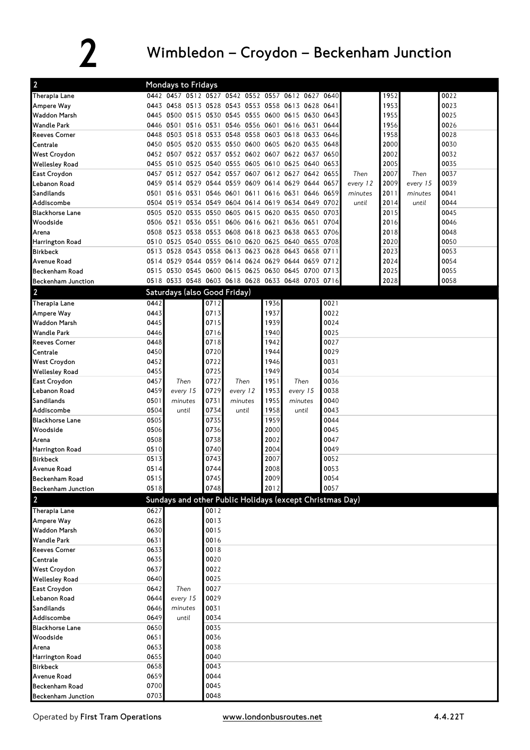# 2 Wimbledon – Croydon – Beckenham Junction

## Mondays to Fridays

| 2 | | | | | | | | | | | | | | |
|---|---|---|---|---|---|---|---|---|---|---|---|---|---|---|
| Therapia Lane | 0442 | 0457 | 0512 | 0527 | 0542 | 0552 | 0557 | 0612 | 0627 | 0640 | | 1952 | | 0022 |
| Ampere Way | 0443 | 0458 | 0513 | 0528 | 0543 | 0553 | 0558 | 0613 | 0628 | 0641 | | 1953 | | 0023 |
| Waddon Marsh | 0445 | 0500 | 0515 | 0530 | 0545 | 0555 | 0600 | 0615 | 0630 | 0643 | | 1955 | | 0025 |
| Wandle Park | 0446 | 0501 | 0516 | 0531 | 0546 | 0556 | 0601 | 0616 | 0631 | 0644 | | 1956 | | 0026 |
| Reeves Corner | 0448 | 0503 | 0518 | 0533 | 0548 | 0558 | 0603 | 0618 | 0633 | 0646 | | 1958 | | 0028 |
| Centrale | 0450 | 0505 | 0520 | 0535 | 0550 | 0600 | 0605 | 0620 | 0635 | 0648 | | 2000 | | 0030 |
| West Croydon | 0452 | 0507 | 0522 | 0537 | 0552 | 0602 | 0607 | 0622 | 0637 | 0650 | | 2002 | | 0032 |
| Wellesley Road | 0455 | 0510 | 0525 | 0540 | 0555 | 0605 | 0610 | 0625 | 0640 | 0653 | | 2005 | | 0035 |
| East Croydon | 0457 | 0512 | 0527 | 0542 | 0557 | 0607 | 0612 | 0627 | 0642 | 0655 | *Then* | 2007 | *Then* | 0037 |
| Lebanon Road | 0459 | 0514 | 0529 | 0544 | 0559 | 0609 | 0614 | 0629 | 0644 | 0657 | *every 12* | 2009 | *every 15* | 0039 |
| Sandilands | 0501 | 0516 | 0531 | 0546 | 0601 | 0611 | 0616 | 0631 | 0646 | 0659 | *minutes* | 2011 | *minutes* | 0041 |
| Addiscombe | 0504 | 0519 | 0534 | 0549 | 0604 | 0614 | 0619 | 0634 | 0649 | 0702 | *until* | 2014 | *until* | 0044 |
| Blackhorse Lane | 0505 | 0520 | 0535 | 0550 | 0605 | 0615 | 0620 | 0635 | 0650 | 0703 | | 2015 | | 0045 |
| Woodside | 0506 | 0521 | 0536 | 0551 | 0606 | 0616 | 0621 | 0636 | 0651 | 0704 | | 2016 | | 0046 |
| Arena | 0508 | 0523 | 0538 | 0553 | 0608 | 0618 | 0623 | 0638 | 0653 | 0706 | | 2018 | | 0048 |
| Harrington Road | 0510 | 0525 | 0540 | 0555 | 0610 | 0620 | 0625 | 0640 | 0655 | 0708 | | 2020 | | 0050 |
| Birkbeck | 0513 | 0528 | 0543 | 0558 | 0613 | 0623 | 0628 | 0643 | 0658 | 0711 | | 2023 | | 0053 |
| Avenue Road | 0514 | 0529 | 0544 | 0559 | 0614 | 0624 | 0629 | 0644 | 0659 | 0712 | | 2024 | | 0054 |
| Beckenham Road | 0515 | 0530 | 0545 | 0600 | 0615 | 0625 | 0630 | 0645 | 0700 | 0713 | | 2025 | | 0055 |
| Beckenham Junction | 0518 | 0533 | 0548 | 0603 | 0618 | 0628 | 0633 | 0648 | 0703 | 0716 | | 2028 | | 0058 |

## Saturdays (also Good Friday)

| 2 | | | | | | | |
|---|---|---|---|---|---|---|---|
| Therapia Lane | 0442 | | 0712 | | 1936 | | 0021 |
| Ampere Way | 0443 | | 0713 | | 1937 | | 0022 |
| Waddon Marsh | 0445 | | 0715 | | 1939 | | 0024 |
| Wandle Park | 0446 | | 0716 | | 1940 | | 0025 |
| Reeves Corner | 0448 | | 0718 | | 1942 | | 0027 |
| Centrale | 0450 | | 0720 | | 1944 | | 0029 |
| West Croydon | 0452 | | 0722 | | 1946 | | 0031 |
| Wellesley Road | 0455 | | 0725 | | 1949 | | 0034 |
| East Croydon | 0457 | *Then* | 0727 | *Then* | 1951 | *Then* | 0036 |
| Lebanon Road | 0459 | *every 15* | 0729 | *every 12* | 1953 | *every 15* | 0038 |
| Sandilands | 0501 | *minutes* | 0731 | *minutes* | 1955 | *minutes* | 0040 |
| Addiscombe | 0504 | *until* | 0734 | *until* | 1958 | *until* | 0043 |
| Blackhorse Lane | 0505 | | 0735 | | 1959 | | 0044 |
| Woodside | 0506 | | 0736 | | 2000 | | 0045 |
| Arena | 0508 | | 0738 | | 2002 | | 0047 |
| Harrington Road | 0510 | | 0740 | | 2004 | | 0049 |
| Birkbeck | 0513 | | 0743 | | 2007 | | 0052 |
| Avenue Road | 0514 | | 0744 | | 2008 | | 0053 |
| Beckenham Road | 0515 | | 0745 | | 2009 | | 0054 |
| Beckenham Junction | 0518 | | 0748 | | 2012 | | 0057 |

## Sundays and other Public Holidays (except Christmas Day)

| 2 | | | |
|---|---|---|---|
| Therapia Lane | 0627 | | 0012 |
| Ampere Way | 0628 | | 0013 |
| Waddon Marsh | 0630 | | 0015 |
| Wandle Park | 0631 | | 0016 |
| Reeves Corner | 0633 | | 0018 |
| Centrale | 0635 | | 0020 |
| West Croydon | 0637 | | 0022 |
| Wellesley Road | 0640 | | 0025 |
| East Croydon | 0642 | *Then* | 0027 |
| Lebanon Road | 0644 | *every 15* | 0029 |
| Sandilands | 0646 | *minutes* | 0031 |
| Addiscombe | 0649 | *until* | 0034 |
| Blackhorse Lane | 0650 | | 0035 |
| Woodside | 0651 | | 0036 |
| Arena | 0653 | | 0038 |
| Harrington Road | 0655 | | 0040 |
| Birkbeck | 0658 | | 0043 |
| Avenue Road | 0659 | | 0044 |
| Beckenham Road | 0700 | | 0045 |
| Beckenham Junction | 0703 | | 0048 |

Operated by **First Tram Operations** www.londonbusroutes.net 4.4.22T